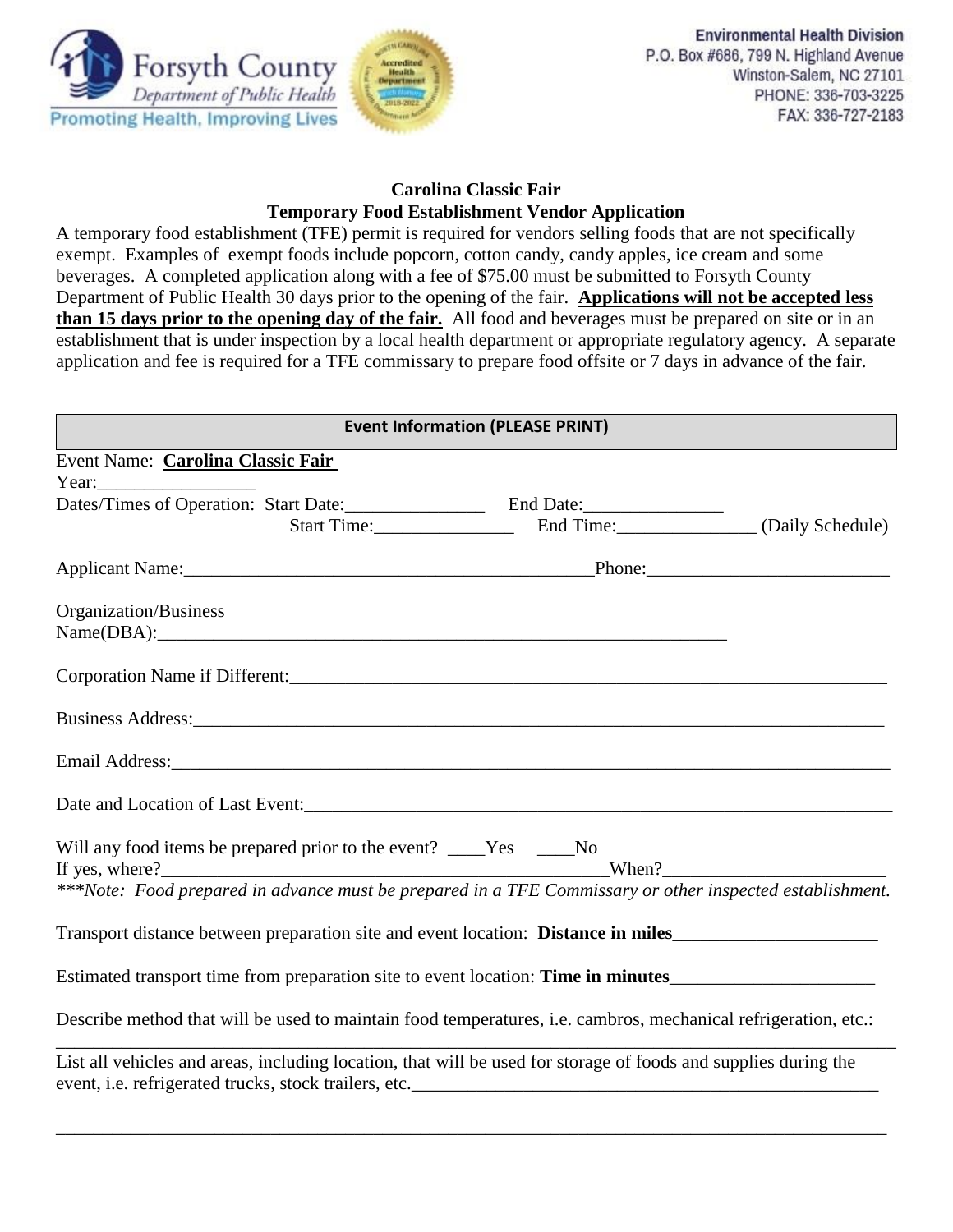Forsyth County
Department of Public Health
Promoting Health, Improving Lives

**Environmental Health Division**
P.O. Box #686, 799 N. Highland Avenue
Winston-Salem, NC 27101
PHONE: 336-703-3225
FAX: 336-727-2183

## Carolina Classic Fair
## Temporary Food Establishment Vendor Application

A temporary food establishment (TFE) permit is required for vendors selling foods that are not specifically exempt. Examples of exempt foods include popcorn, cotton candy, candy apples, ice cream and some beverages. A completed application along with a fee of $75.00 must be submitted to Forsyth County Department of Public Health 30 days prior to the opening of the fair. **Applications will not be accepted less than 15 days prior to the opening day of the fair.** All food and beverages must be prepared on site or in an establishment that is under inspection by a local health department or appropriate regulatory agency. A separate application and fee is required for a TFE commissary to prepare food offsite or 7 days in advance of the fair.

| **Event Information (PLEASE PRINT)** |
|---|

Event Name: **Carolina Classic Fair**
Year:_________________

Dates/Times of Operation: Start Date:_______________ End Date:_______________
Start Time:_______________ End Time:_______________ (Daily Schedule)

Applicant Name:_____________________________________________Phone:__________________________

Organization/Business Name(DBA):_________________________________________________________________

Corporation Name if Different:_____________________________________________________________________

Business Address:__________________________________________________________________________

Email Address:____________________________________________________________________________

Date and Location of Last Event:____________________________________________________________

Will any food items be prepared prior to the event? ____Yes ____No
If yes, where?________________________________________________When?________________________

****Note: Food prepared in advance must be prepared in a TFE Commissary or other inspected establishment.*

Transport distance between preparation site and event location: **Distance in miles**______________________

Estimated transport time from preparation site to event location: **Time in minutes**______________________

Describe method that will be used to maintain food temperatures, i.e. cambros, mechanical refrigeration, etc.:
_____________________________________________________________________________________________

List all vehicles and areas, including location, that will be used for storage of foods and supplies during the event, i.e. refrigerated trucks, stock trailers, etc.____________________________________________________

_____________________________________________________________________________________________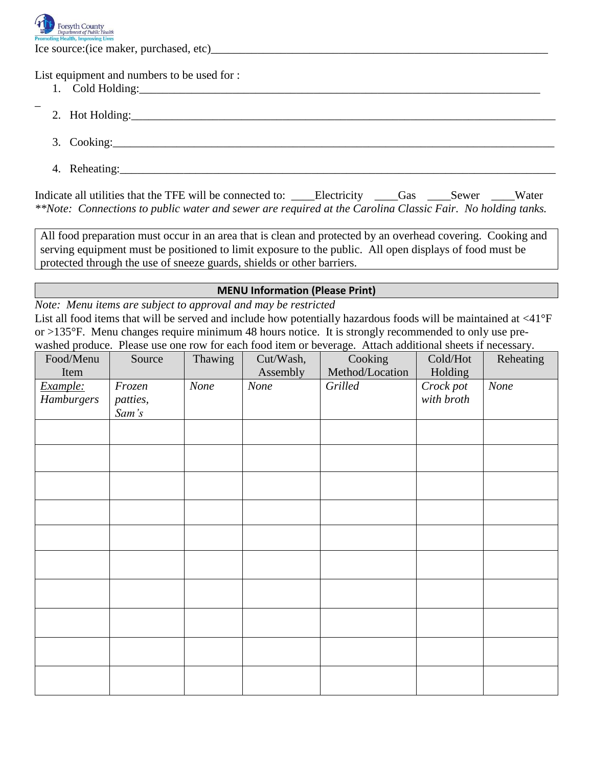Ice source:(ice maker, purchased, etc)______________________________________________________________

List equipment and numbers to be used for :

1. Cold Holding:___________________________________________________________________________

2. Hot Holding:____________________________________________________________________________

3. Cooking:________________________________________________________________________________

4. Reheating:______________________________________________________________________________

Indicate all utilities that the TFE will be connected to: ____Electricity ____Gas ____Sewer ____Water
***Note: Connections to public water and sewer are required at the Carolina Classic Fair. No holding tanks.*

> All food preparation must occur in an area that is clean and protected by an overhead covering. Cooking and serving equipment must be positioned to limit exposure to the public. All open displays of food must be protected through the use of sneeze guards, shields or other barriers.

## MENU Information (Please Print)

*Note: Menu items are subject to approval and may be restricted*

List all food items that will be served and include how potentially hazardous foods will be maintained at <41°F or >135°F. Menu changes require minimum 48 hours notice. It is strongly recommended to only use pre-washed produce. Please use one row for each food item or beverage. Attach additional sheets if necessary.

| Food/Menu Item | Source | Thawing | Cut/Wash, Assembly | Cooking Method/Location | Cold/Hot Holding | Reheating |
|---|---|---|---|---|---|---|
| *Example: Hamburgers* | *Frozen patties, Sam's* | *None* | *None* | *Grilled* | *Crock pot with broth* | *None* |
| | | | | | | |
| | | | | | | |
| | | | | | | |
| | | | | | | |
| | | | | | | |
| | | | | | | |
| | | | | | | |
| | | | | | | |
| | | | | | | |
| | | | | | | |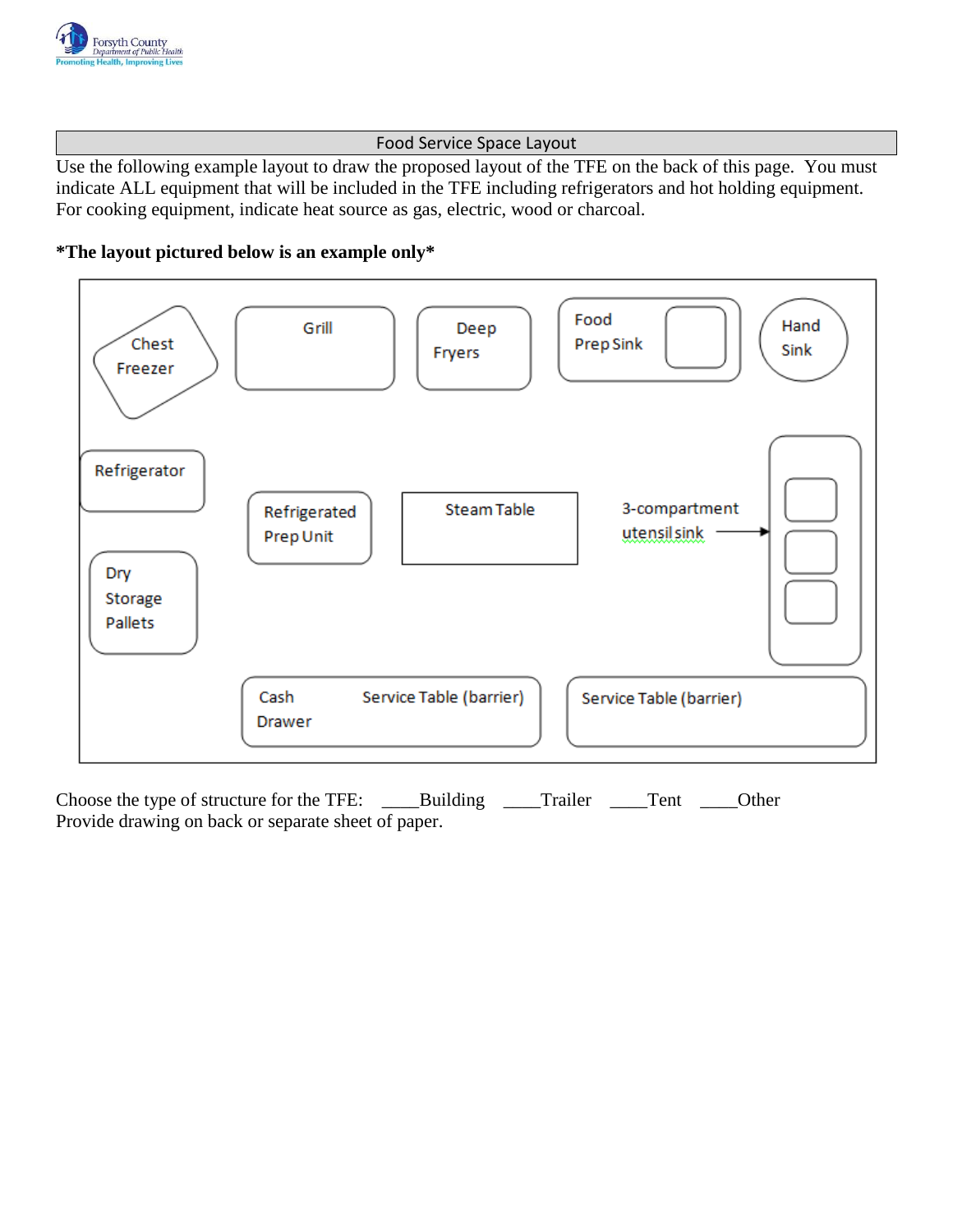## Food Service Space Layout

Use the following example layout to draw the proposed layout of the TFE on the back of this page. You must indicate ALL equipment that will be included in the TFE including refrigerators and hot holding equipment. For cooking equipment, indicate heat source as gas, electric, wood or charcoal.

**\*The layout pictured below is an example only\***

Chest Freezer

Grill

Deep Fryers

Food Prep Sink

Hand Sink

Refrigerator

Refrigerated Prep Unit

Steam Table

3-compartment utensil sink

Dry Storage Pallets

Cash Drawer

Service Table (barrier)

Service Table (barrier)

Choose the type of structure for the TFE: \_\_\_\_Building \_\_\_\_Trailer \_\_\_\_Tent \_\_\_\_Other

Provide drawing on back or separate sheet of paper.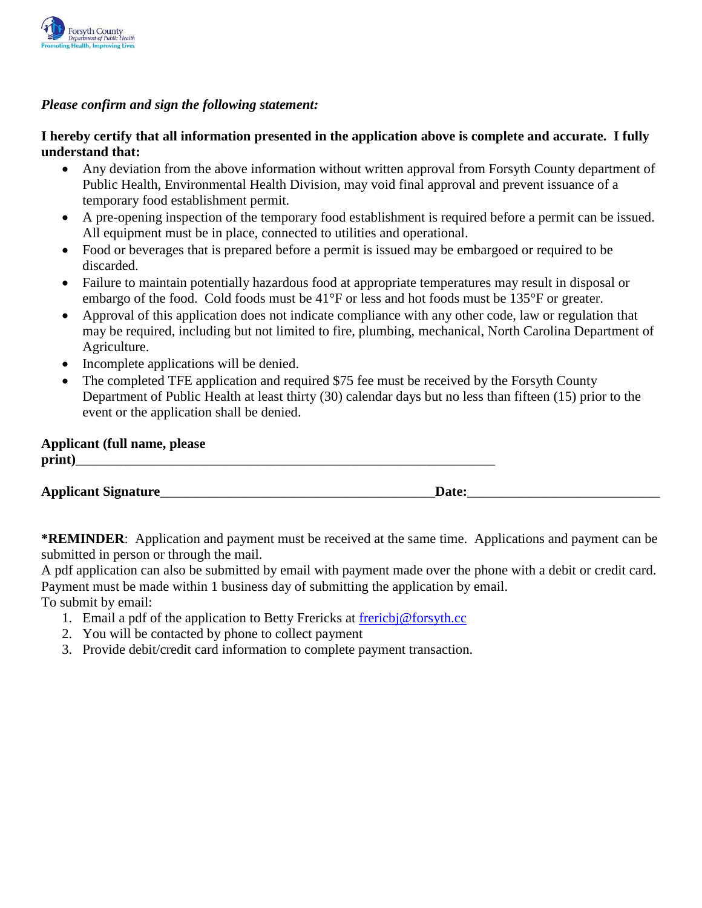*Please confirm and sign the following statement:*

**I hereby certify that all information presented in the application above is complete and accurate. I fully understand that:**

- Any deviation from the above information without written approval from Forsyth County department of Public Health, Environmental Health Division, may void final approval and prevent issuance of a temporary food establishment permit.
- A pre-opening inspection of the temporary food establishment is required before a permit can be issued. All equipment must be in place, connected to utilities and operational.
- Food or beverages that is prepared before a permit is issued may be embargoed or required to be discarded.
- Failure to maintain potentially hazardous food at appropriate temperatures may result in disposal or embargo of the food. Cold foods must be 41°F or less and hot foods must be 135°F or greater.
- Approval of this application does not indicate compliance with any other code, law or regulation that may be required, including but not limited to fire, plumbing, mechanical, North Carolina Department of Agriculture.
- Incomplete applications will be denied.
- The completed TFE application and required $75 fee must be received by the Forsyth County Department of Public Health at least thirty (30) calendar days but no less than fifteen (15) prior to the event or the application shall be denied.

**Applicant (full name, please print)**_______________________________________________________________

**Applicant Signature**_________________________________________**Date:**___________________________

***REMINDER**: Application and payment must be received at the same time. Applications and payment can be submitted in person or through the mail.

A pdf application can also be submitted by email with payment made over the phone with a debit or credit card. Payment must be made within 1 business day of submitting the application by email.

To submit by email:

1. Email a pdf of the application to Betty Frericks at frericbj@forsyth.cc
2. You will be contacted by phone to collect payment
3. Provide debit/credit card information to complete payment transaction.